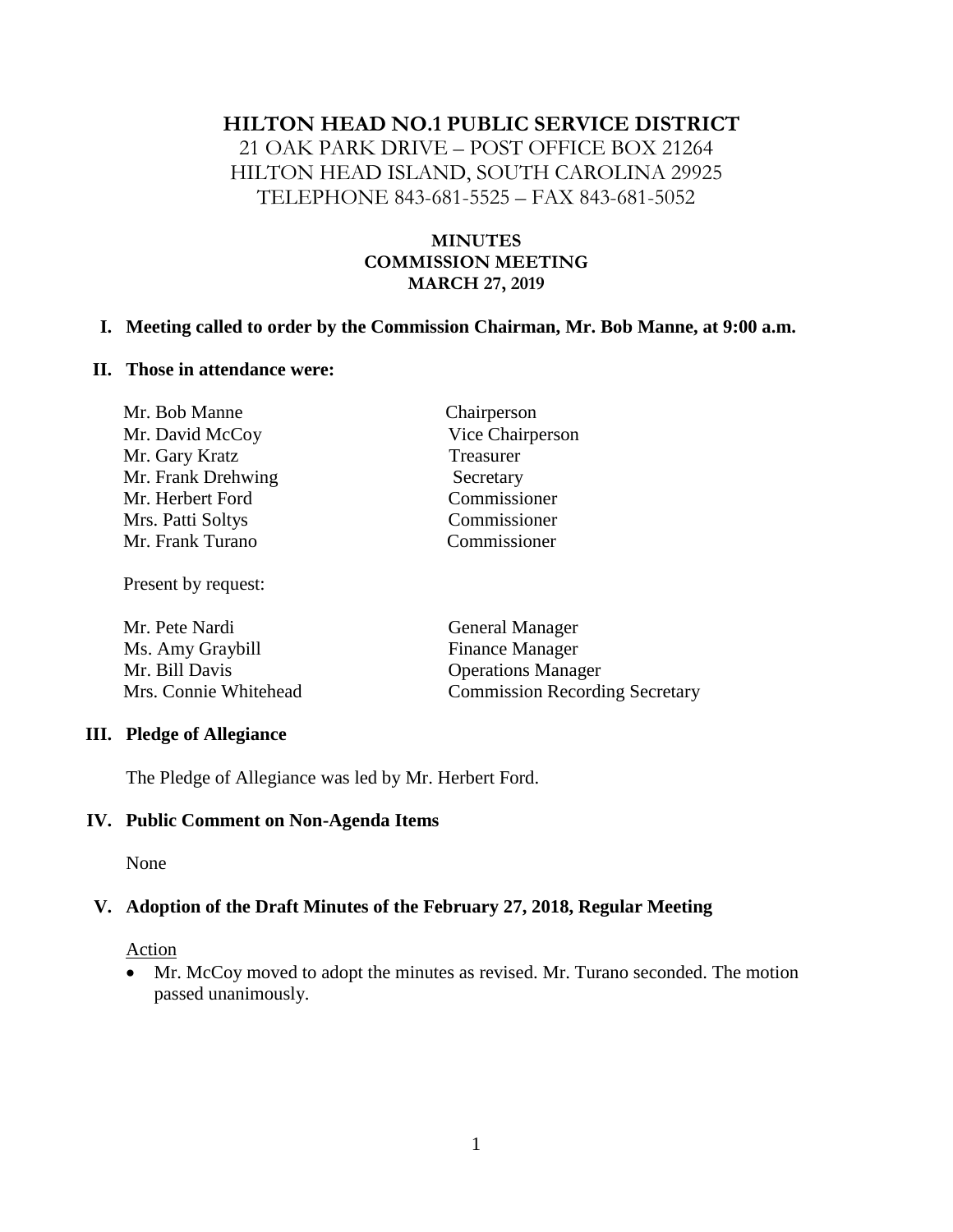# HILTON HEAD NO.1 PUBLIC SERVICE DISTRICT

21 OAK PARK DRIVE – POST OFFICE BOX 21264
HILTON HEAD ISLAND, SOUTH CAROLINA 29925
TELEPHONE 843-681-5525 – FAX 843-681-5052

**MINUTES**
**COMMISSION MEETING**
**MARCH 27, 2019**

## I. Meeting called to order by the Commission Chairman, Mr. Bob Manne, at 9:00 a.m.

## II. Those in attendance were:

| | |
|---|---|
| Mr. Bob Manne | Chairperson |
| Mr. David McCoy | Vice Chairperson |
| Mr. Gary Kratz | Treasurer |
| Mr. Frank Drehwing | Secretary |
| Mr. Herbert Ford | Commissioner |
| Mrs. Patti Soltys | Commissioner |
| Mr. Frank Turano | Commissioner |

Present by request:

| | |
|---|---|
| Mr. Pete Nardi | General Manager |
| Ms. Amy Graybill | Finance Manager |
| Mr. Bill Davis | Operations Manager |
| Mrs. Connie Whitehead | Commission Recording Secretary |

## III. Pledge of Allegiance

The Pledge of Allegiance was led by Mr. Herbert Ford.

## IV. Public Comment on Non-Agenda Items

None

## V. Adoption of the Draft Minutes of the February 27, 2018, Regular Meeting

Action

- Mr. McCoy moved to adopt the minutes as revised. Mr. Turano seconded. The motion passed unanimously.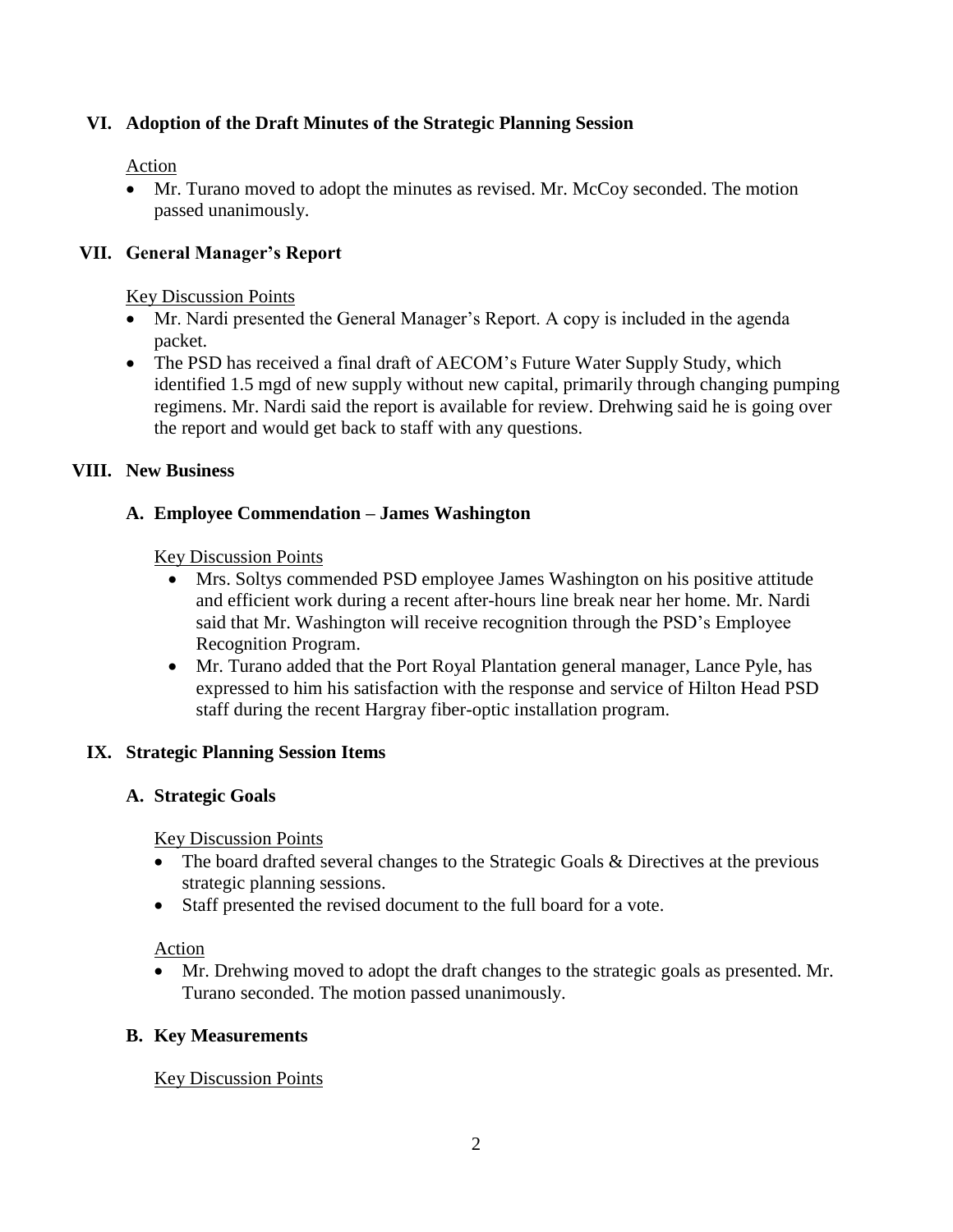## VI. Adoption of the Draft Minutes of the Strategic Planning Session

Action

- Mr. Turano moved to adopt the minutes as revised. Mr. McCoy seconded. The motion passed unanimously.

## VII. General Manager's Report

Key Discussion Points

- Mr. Nardi presented the General Manager's Report. A copy is included in the agenda packet.
- The PSD has received a final draft of AECOM's Future Water Supply Study, which identified 1.5 mgd of new supply without new capital, primarily through changing pumping regimens. Mr. Nardi said the report is available for review. Drehwing said he is going over the report and would get back to staff with any questions.

## VIII. New Business

### A. Employee Commendation – James Washington

Key Discussion Points

- Mrs. Soltys commended PSD employee James Washington on his positive attitude and efficient work during a recent after-hours line break near her home. Mr. Nardi said that Mr. Washington will receive recognition through the PSD's Employee Recognition Program.
- Mr. Turano added that the Port Royal Plantation general manager, Lance Pyle, has expressed to him his satisfaction with the response and service of Hilton Head PSD staff during the recent Hargray fiber-optic installation program.

## IX. Strategic Planning Session Items

### A. Strategic Goals

Key Discussion Points

- The board drafted several changes to the Strategic Goals & Directives at the previous strategic planning sessions.
- Staff presented the revised document to the full board for a vote.

Action

- Mr. Drehwing moved to adopt the draft changes to the strategic goals as presented. Mr. Turano seconded. The motion passed unanimously.

### B. Key Measurements

Key Discussion Points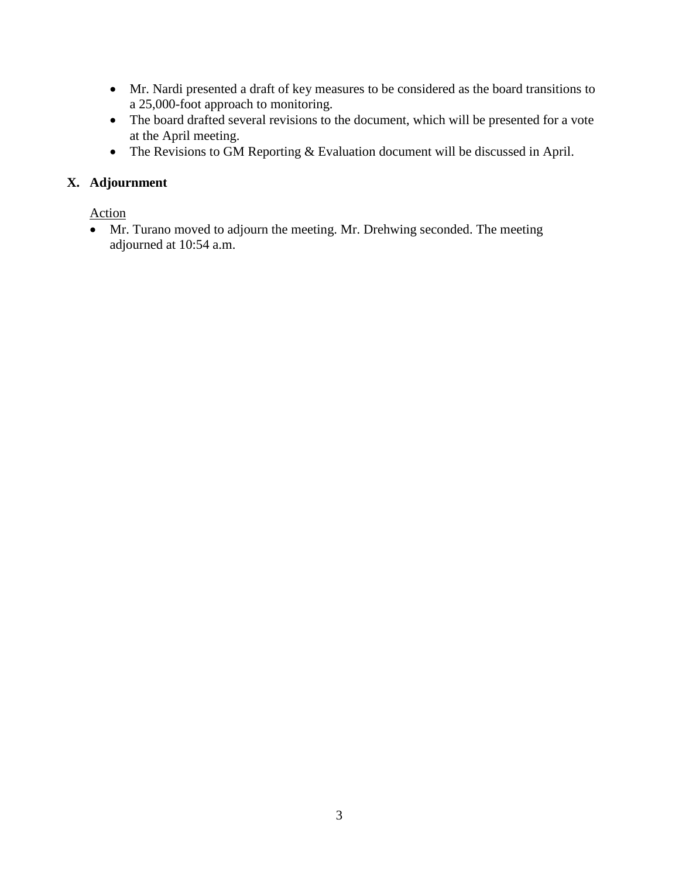- Mr. Nardi presented a draft of key measures to be considered as the board transitions to a 25,000-foot approach to monitoring.
- The board drafted several revisions to the document, which will be presented for a vote at the April meeting.
- The Revisions to GM Reporting & Evaluation document will be discussed in April.

## X. Adjournment

Action

- Mr. Turano moved to adjourn the meeting. Mr. Drehwing seconded. The meeting adjourned at 10:54 a.m.